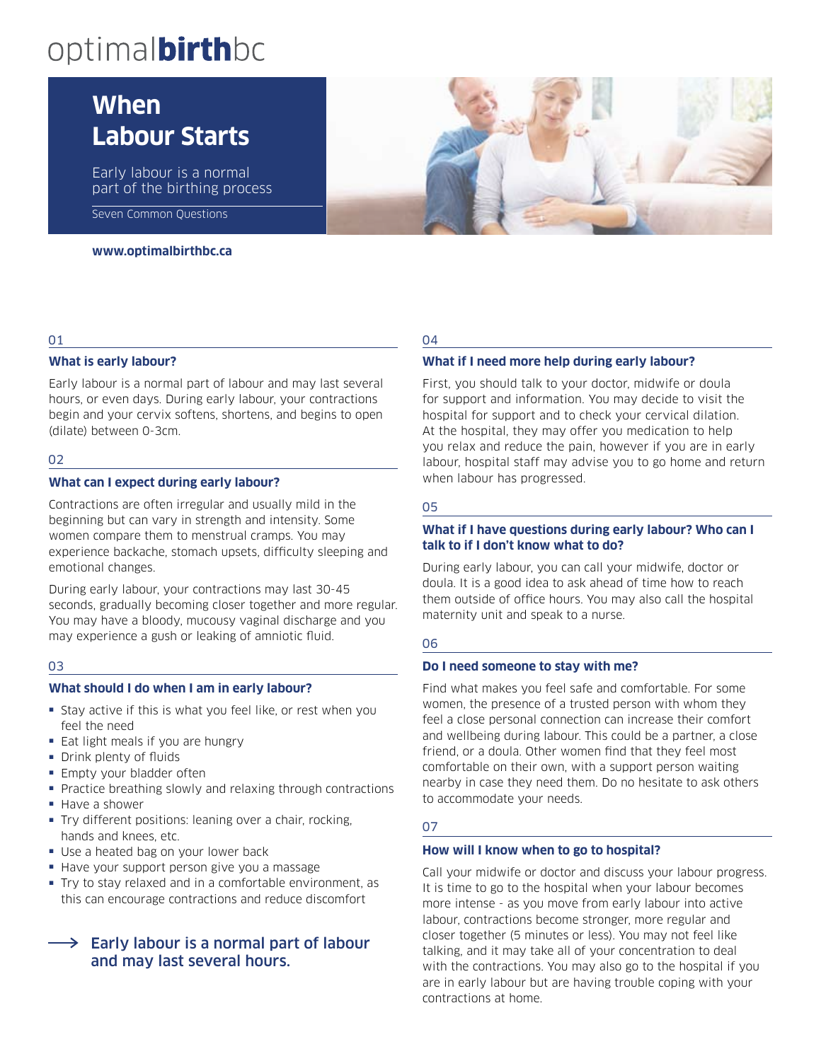optimal**birth**bc

# When Labour Starts

Early labour is a normal part of the birthing process

Seven Common Questions

**www.optimalbirthbc.ca**

01

### What is early labour?

Early labour is a normal part of labour and may last several hours, or even days. During early labour, your contractions begin and your cervix softens, shortens, and begins to open (dilate) between 0-3cm.

02

### What can I expect during early labour?

Contractions are often irregular and usually mild in the beginning but can vary in strength and intensity. Some women compare them to menstrual cramps. You may experience backache, stomach upsets, difficulty sleeping and emotional changes.

During early labour, your contractions may last 30-45 seconds, gradually becoming closer together and more regular. You may have a bloody, mucousy vaginal discharge and you may experience a gush or leaking of amniotic fluid.

03

### What should I do when I am in early labour?

- Stay active if this is what you feel like, or rest when you feel the need
- Eat light meals if you are hungry
- Drink plenty of fluids
- Empty your bladder often
- Practice breathing slowly and relaxing through contractions
- Have a shower
- Try different positions: leaning over a chair, rocking, hands and knees, etc.
- Use a heated bag on your lower back
- Have your support person give you a massage
- Try to stay relaxed and in a comfortable environment, as this can encourage contractions and reduce discomfort

→ Early labour is a normal part of labour and may last several hours.

04

### What if I need more help during early labour?

First, you should talk to your doctor, midwife or doula for support and information. You may decide to visit the hospital for support and to check your cervical dilation. At the hospital, they may offer you medication to help you relax and reduce the pain, however if you are in early labour, hospital staff may advise you to go home and return when labour has progressed.

05

### What if I have questions during early labour? Who can I talk to if I don't know what to do?

During early labour, you can call your midwife, doctor or doula. It is a good idea to ask ahead of time how to reach them outside of office hours. You may also call the hospital maternity unit and speak to a nurse.

06

### Do I need someone to stay with me?

Find what makes you feel safe and comfortable. For some women, the presence of a trusted person with whom they feel a close personal connection can increase their comfort and wellbeing during labour. This could be a partner, a close friend, or a doula. Other women find that they feel most comfortable on their own, with a support person waiting nearby in case they need them. Do no hesitate to ask others to accommodate your needs.

07

### How will I know when to go to hospital?

Call your midwife or doctor and discuss your labour progress. It is time to go to the hospital when your labour becomes more intense - as you move from early labour into active labour, contractions become stronger, more regular and closer together (5 minutes or less). You may not feel like talking, and it may take all of your concentration to deal with the contractions. You may also go to the hospital if you are in early labour but are having trouble coping with your contractions at home.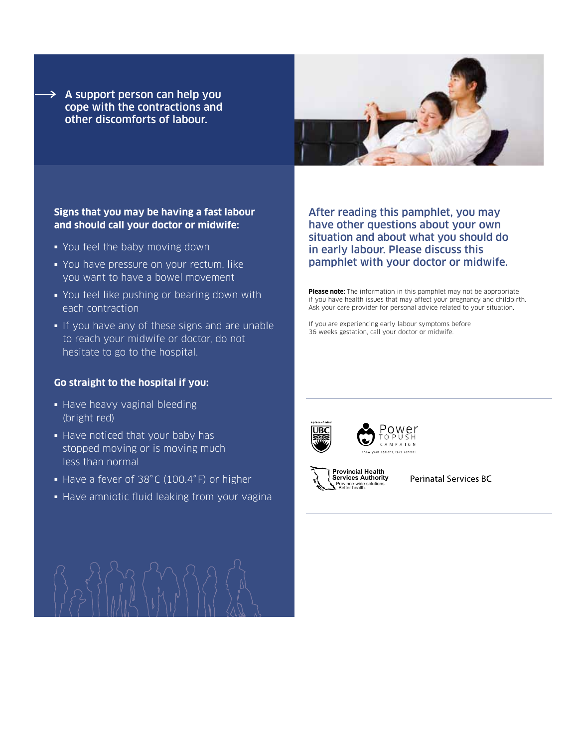→ A support person can help you cope with the contractions and other discomforts of labour.

**Signs that you may be having a fast labour and should call your doctor or midwife:**

- You feel the baby moving down
- You have pressure on your rectum, like you want to have a bowel movement
- You feel like pushing or bearing down with each contraction
- If you have any of these signs and are unable to reach your midwife or doctor, do not hesitate to go to the hospital.

**Go straight to the hospital if you:**

- Have heavy vaginal bleeding (bright red)
- Have noticed that your baby has stopped moving or is moving much less than normal
- Have a fever of 38˚C (100.4˚F) or higher
- Have amniotic fluid leaking from your vagina

After reading this pamphlet, you may have other questions about your own situation and about what you should do in early labour. Please discuss this pamphlet with your doctor or midwife.

**Please note:** The information in this pamphlet may not be appropriate if you have health issues that may affect your pregnancy and childbirth. Ask your care provider for personal advice related to your situation.

If you are experiencing early labour symptoms before 36 weeks gestation, call your doctor or midwife.

a place of mind UBC

Power TO PUSH CAMPAIGN
Know your options, take control.

Provincial Health Services Authority
Province-wide solutions. Better health.

Perinatal Services BC